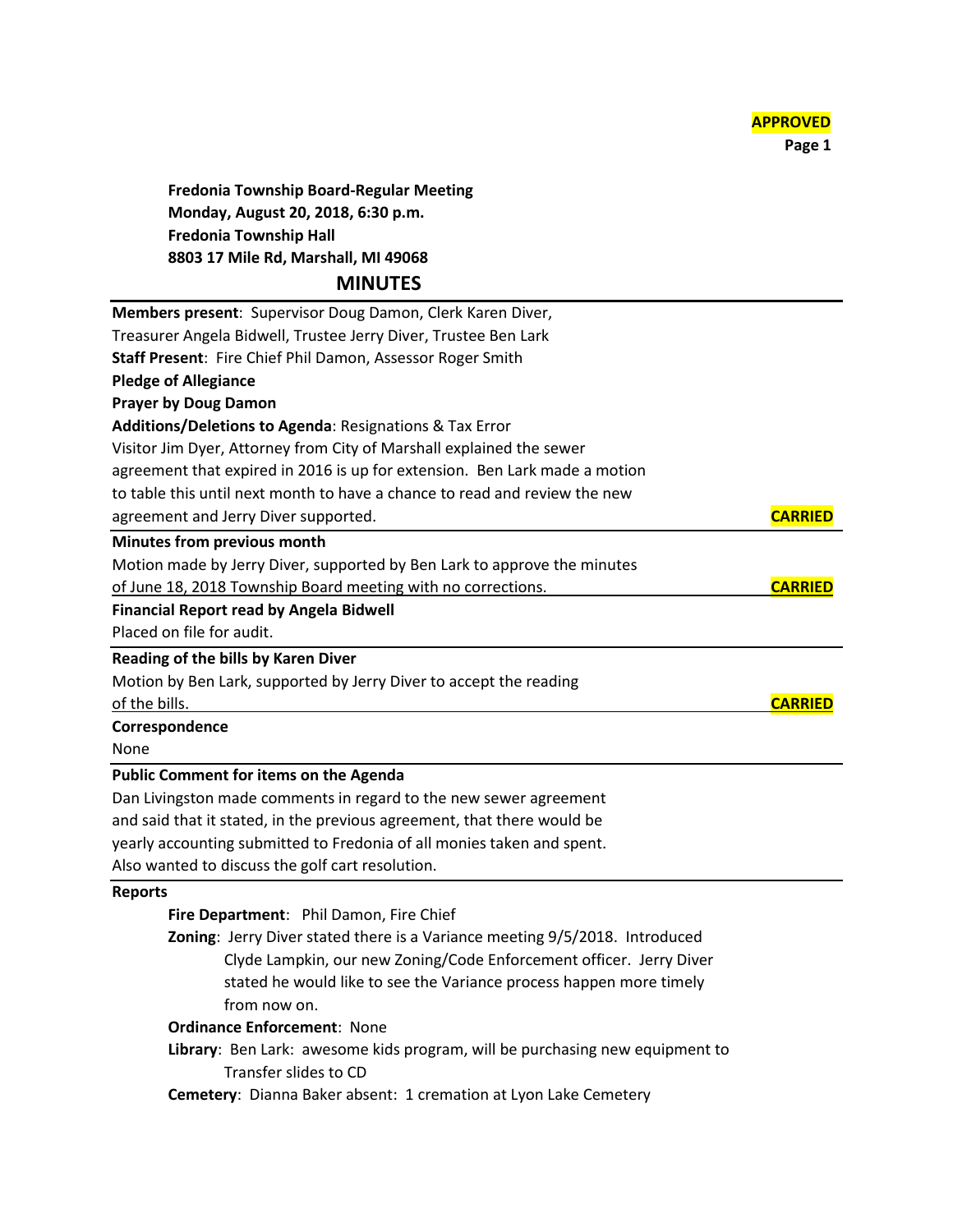**APPROVED**

**Fredonia Township Board-Regular Meeting**
**Monday, August 20, 2018, 6:30 p.m.**
**Fredonia Township Hall**
**8803 17 Mile Rd, Marshall, MI 49068**

## MINUTES

**Members present**: Supervisor Doug Damon, Clerk Karen Diver, Treasurer Angela Bidwell, Trustee Jerry Diver, Trustee Ben Lark

**Staff Present**: Fire Chief Phil Damon, Assessor Roger Smith

**Pledge of Allegiance**

**Prayer by Doug Damon**

**Additions/Deletions to Agenda**: Resignations & Tax Error

Visitor Jim Dyer, Attorney from City of Marshall explained the sewer agreement that expired in 2016 is up for extension. Ben Lark made a motion to table this until next month to have a chance to read and review the new agreement and Jerry Diver supported. **CARRIED**

**Minutes from previous month**

Motion made by Jerry Diver, supported by Ben Lark to approve the minutes of June 18, 2018 Township Board meeting with no corrections. **CARRIED**

**Financial Report read by Angela Bidwell**

Placed on file for audit.

**Reading of the bills by Karen Diver**

Motion by Ben Lark, supported by Jerry Diver to accept the reading of the bills. **CARRIED**

**Correspondence**

None

**Public Comment for items on the Agenda**

Dan Livingston made comments in regard to the new sewer agreement and said that it stated, in the previous agreement, that there would be yearly accounting submitted to Fredonia of all monies taken and spent. Also wanted to discuss the golf cart resolution.

**Reports**

- **Fire Department**: Phil Damon, Fire Chief
- **Zoning**: Jerry Diver stated there is a Variance meeting 9/5/2018. Introduced Clyde Lampkin, our new Zoning/Code Enforcement officer. Jerry Diver stated he would like to see the Variance process happen more timely from now on.
- **Ordinance Enforcement**: None
- **Library**: Ben Lark: awesome kids program, will be purchasing new equipment to Transfer slides to CD
- **Cemetery**: Dianna Baker absent: 1 cremation at Lyon Lake Cemetery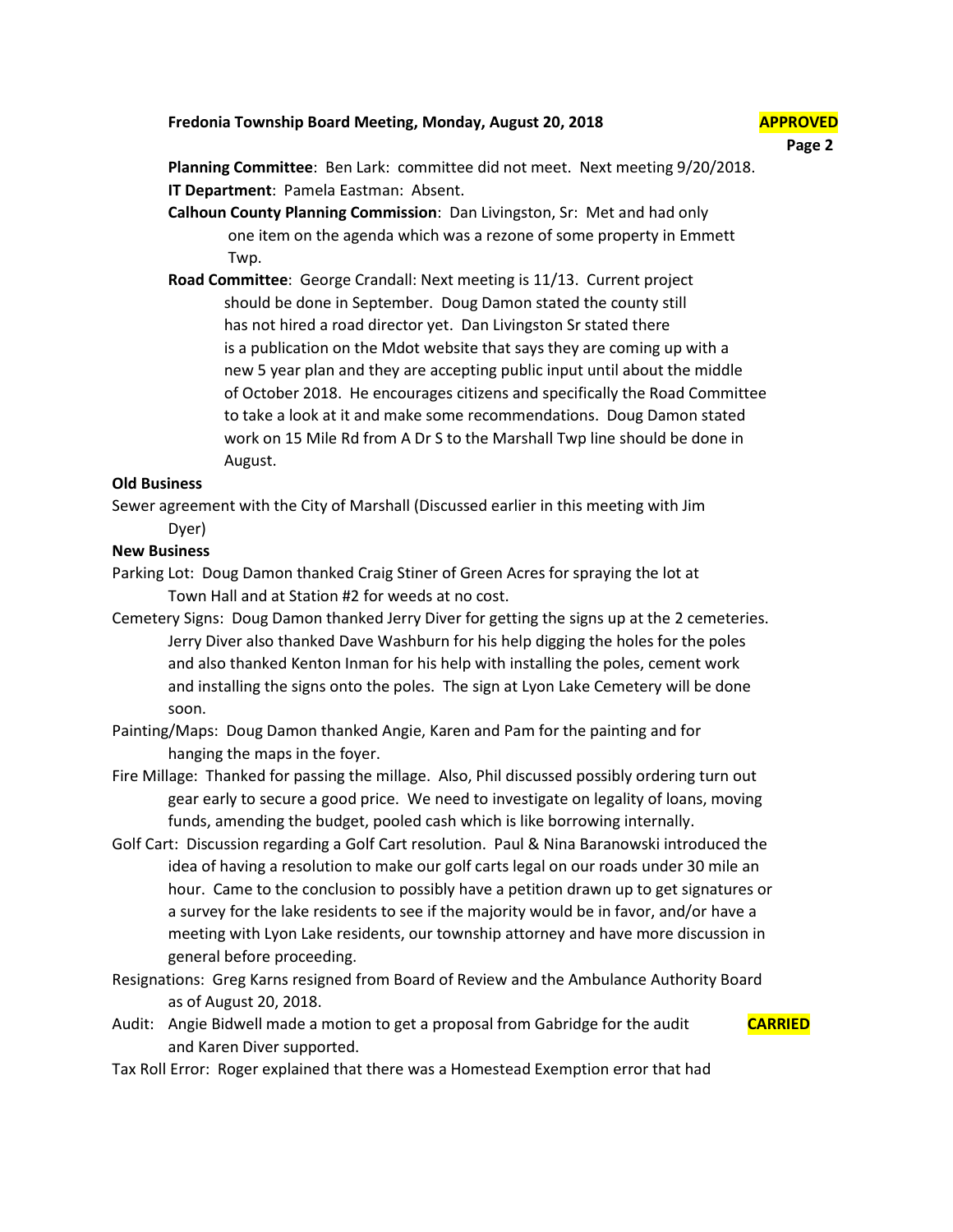**Planning Committee**: Ben Lark: committee did not meet. Next meeting 9/20/2018.

**IT Department**: Pamela Eastman: Absent.

**Calhoun County Planning Commission**: Dan Livingston, Sr: Met and had only one item on the agenda which was a rezone of some property in Emmett Twp.

**Road Committee**: George Crandall: Next meeting is 11/13. Current project should be done in September. Doug Damon stated the county still has not hired a road director yet. Dan Livingston Sr stated there is a publication on the Mdot website that says they are coming up with a new 5 year plan and they are accepting public input until about the middle of October 2018. He encourages citizens and specifically the Road Committee to take a look at it and make some recommendations. Doug Damon stated work on 15 Mile Rd from A Dr S to the Marshall Twp line should be done in August.

**Old Business**

Sewer agreement with the City of Marshall (Discussed earlier in this meeting with Jim Dyer)

**New Business**

Parking Lot: Doug Damon thanked Craig Stiner of Green Acres for spraying the lot at Town Hall and at Station #2 for weeds at no cost.

Cemetery Signs: Doug Damon thanked Jerry Diver for getting the signs up at the 2 cemeteries. Jerry Diver also thanked Dave Washburn for his help digging the holes for the poles and also thanked Kenton Inman for his help with installing the poles, cement work and installing the signs onto the poles. The sign at Lyon Lake Cemetery will be done soon.

Painting/Maps: Doug Damon thanked Angie, Karen and Pam for the painting and for hanging the maps in the foyer.

Fire Millage: Thanked for passing the millage. Also, Phil discussed possibly ordering turn out gear early to secure a good price. We need to investigate on legality of loans, moving funds, amending the budget, pooled cash which is like borrowing internally.

Golf Cart: Discussion regarding a Golf Cart resolution. Paul & Nina Baranowski introduced the idea of having a resolution to make our golf carts legal on our roads under 30 mile an hour. Came to the conclusion to possibly have a petition drawn up to get signatures or a survey for the lake residents to see if the majority would be in favor, and/or have a meeting with Lyon Lake residents, our township attorney and have more discussion in general before proceeding.

Resignations: Greg Karns resigned from Board of Review and the Ambulance Authority Board as of August 20, 2018.

Audit: Angie Bidwell made a motion to get a proposal from Gabridge for the audit and Karen Diver supported. **CARRIED**

Tax Roll Error: Roger explained that there was a Homestead Exemption error that had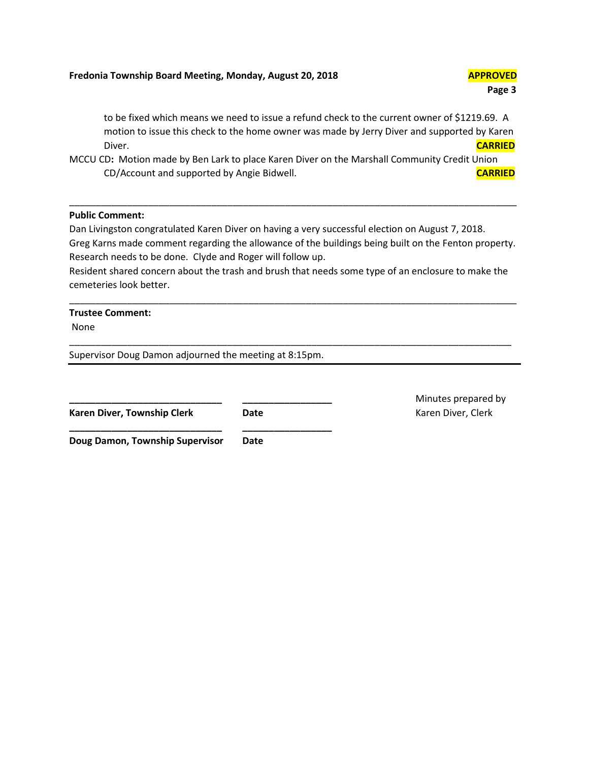to be fixed which means we need to issue a refund check to the current owner of $1219.69. A motion to issue this check to the home owner was made by Jerry Diver and supported by Karen Diver. **CARRIED**

MCCU CD**:** Motion made by Ben Lark to place Karen Diver on the Marshall Community Credit Union CD/Account and supported by Angie Bidwell. **CARRIED**

---

**Public Comment:**

Dan Livingston congratulated Karen Diver on having a very successful election on August 7, 2018.

Greg Karns made comment regarding the allowance of the buildings being built on the Fenton property. Research needs to be done. Clyde and Roger will follow up.

Resident shared concern about the trash and brush that needs some type of an enclosure to make the cemeteries look better.

---

**Trustee Comment:**

None

---

Supervisor Doug Damon adjourned the meeting at 8:15pm.

---

\_\_\_\_\_\_\_\_\_\_\_\_\_\_\_\_\_\_\_\_\_\_\_\_\_\_\_\_ \_\_\_\_\_\_\_\_\_\_\_\_\_\_\_\_
**Karen Diver, Township Clerk** **Date**

Minutes prepared by Karen Diver, Clerk

\_\_\_\_\_\_\_\_\_\_\_\_\_\_\_\_\_\_\_\_\_\_\_\_\_\_\_\_ \_\_\_\_\_\_\_\_\_\_\_\_\_\_\_\_
**Doug Damon, Township Supervisor** **Date**